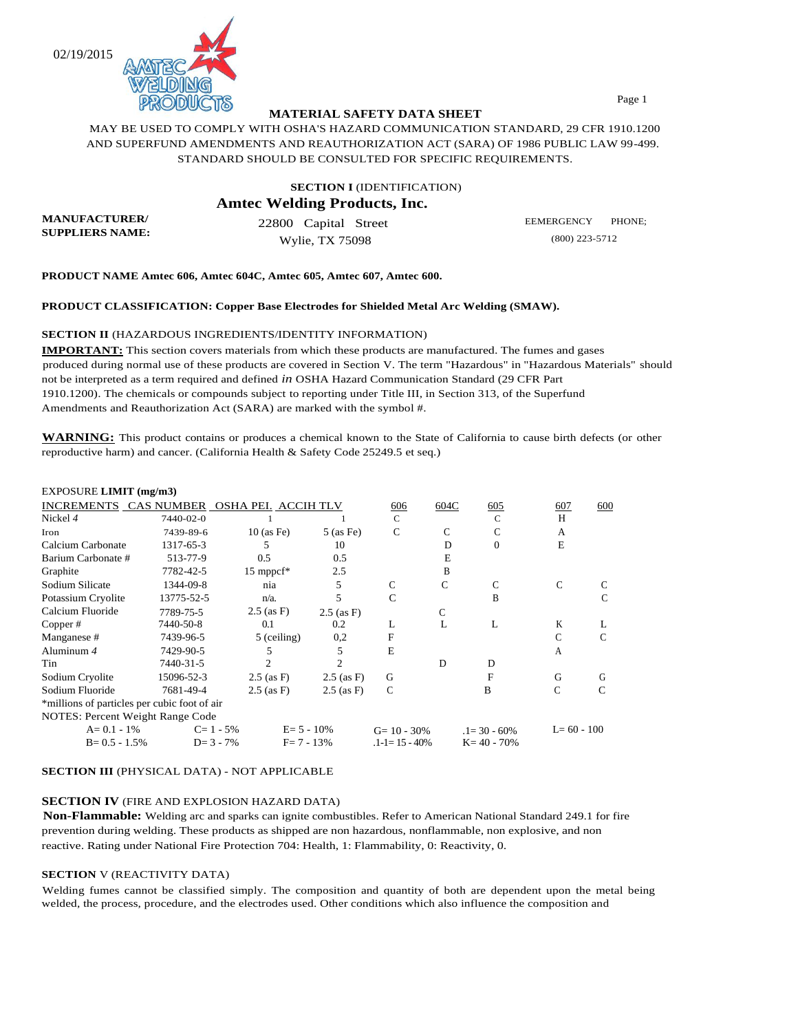02/19/2015

**MATERIAL SAFETY DATA SHEET**

MAY BE USED TO COMPLY WITH OSHA'S HAZARD COMMUNICATION STANDARD, 29 CFR 1910.1200 AND SUPERFUND AMENDMENTS AND REAUTHORIZATION ACT (SARA) OF 1986 PUBLIC LAW 99-499. STANDARD SHOULD BE CONSULTED FOR SPECIFIC REQUIREMENTS.

**SECTION I** (IDENTIFICATION)

**Amtec Welding Products, Inc.**

**MANUFACTURER/ SUPPLIERS NAME:**

22800 Capital Street
Wylie, TX 75098

EEMERGENCY PHONE;
(800) 223-5712

**PRODUCT NAME Amtec 606, Amtec 604C, Amtec 605, Amtec 607, Amtec 600.**

**PRODUCT CLASSIFICATION: Copper Base Electrodes for Shielded Metal Arc Welding (SMAW).**

**SECTION II** (HAZARDOUS INGREDIENTS/IDENTITY INFORMATION)

**IMPORTANT:** This section covers materials from which these products are manufactured. The fumes and gases produced during normal use of these products are covered in Section V. The term "Hazardous" in "Hazardous Materials" should not be interpreted as a term required and defined *in* OSHA Hazard Communication Standard (29 CFR Part 1910.1200). The chemicals or compounds subject to reporting under Title III, in Section 313, of the Superfund Amendments and Reauthorization Act (SARA) are marked with the symbol #.

**WARNING:** This product contains or produces a chemical known to the State of California to cause birth defects (or other reproductive harm) and cancer. (California Health & Safety Code 25249.5 et seq.)

EXPOSURE **LIMIT (mg/m3)**

| INCREMENTS | CAS NUMBER | OSHA PEl. | ACCIH TLV | 606 | 604C | 605 | 607 | 600 |
|---|---|---|---|---|---|---|---|---|
| Nickel *4* | 7440-02-0 | 1 | 1 | C | | C | H | |
| Iron | 7439-89-6 | 10 (as Fe) | 5 (as Fe) | C | C | C | A | |
| Calcium Carbonate | 1317-65-3 | 5 | 10 | | D | 0 | E | |
| Barium Carbonate # | 513-77-9 | 0.5 | 0.5 | | E | | | |
| Graphite | 7782-42-5 | 15 mppcf* | 2.5 | | B | | | |
| Sodium Silicate | 1344-09-8 | nia | 5 | C | C | C | C | C |
| Potassium Cryolite | 13775-52-5 | n/a. | 5 | C | | B | | C |
| Calcium Fluoride | 7789-75-5 | 2.5 (as F) | 2.5 (as F) | | C | | | |
| Copper # | 7440-50-8 | 0.1 | 0.2 | L | L | L | K | L |
| Manganese # | 7439-96-5 | 5 (ceiling) | 0,2 | F | | | C | C |
| Aluminum *4* | 7429-90-5 | 5 | 5 | E | | | A | |
| Tin | 7440-31-5 | 2 | 2 | | D | D | | |
| Sodium Cryolite | 15096-52-3 | 2.5 (as F) | 2.5 (as F) | G | | F | G | G |
| Sodium Fluoride | 7681-49-4 | 2.5 (as F) | 2.5 (as F) | C | | B | C | C |

*millions of particles per cubic foot of air

NOTES: Percent Weight Range Code

A= 0.1 - 1%　　C= 1 - 5%　　E= 5 - 10%　　G= 10 - 30%　　.1= 30 - 60%　　L= 60 - 100
B= 0.5 - 1.5%　　D= 3 - 7%　　F= 7 - 13%　　.1-1= 15 - 40%　　K= 40 - 70%

**SECTION III** (PHYSICAL DATA) - NOT APPLICABLE

**SECTION IV** (FIRE AND EXPLOSION HAZARD DATA)

**Non-Flammable:** Welding arc and sparks can ignite combustibles. Refer to American National Standard 249.1 for fire prevention during welding. These products as shipped are non hazardous, nonflammable, non explosive, and non reactive. Rating under National Fire Protection 704: Health, 1: Flammability, 0: Reactivity, 0.

**SECTION** V (REACTIVITY DATA)

Welding fumes cannot be classified simply. The composition and quantity of both are dependent upon the metal being welded, the process, procedure, and the electrodes used. Other conditions which also influence the composition and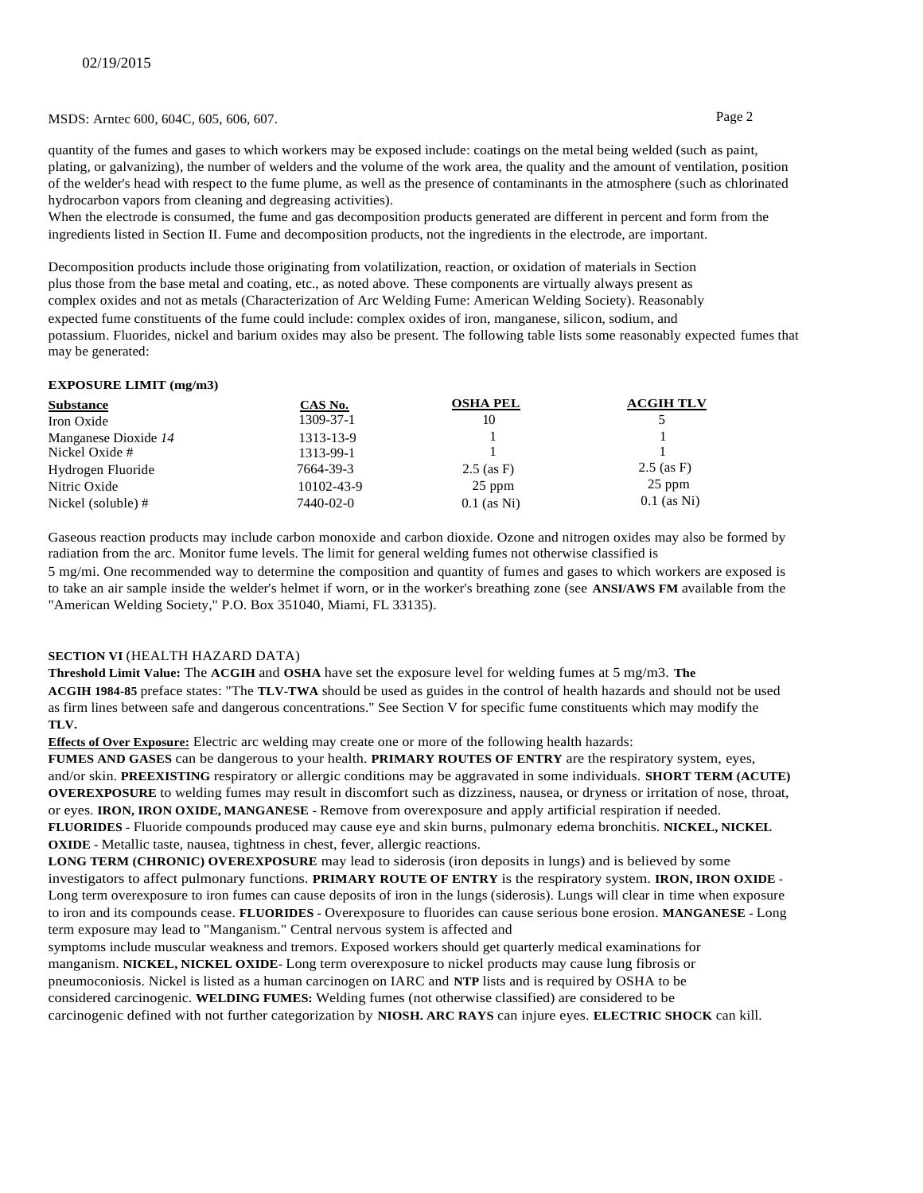quantity of the fumes and gases to which workers may be exposed include: coatings on the metal being welded (such as paint, plating, or galvanizing), the number of welders and the volume of the work area, the quality and the amount of ventilation, position of the welder's head with respect to the fume plume, as well as the presence of contaminants in the atmosphere (such as chlorinated hydrocarbon vapors from cleaning and degreasing activities).
When the electrode is consumed, the fume and gas decomposition products generated are different in percent and form from the ingredients listed in Section II. Fume and decomposition products, not the ingredients in the electrode, are important.

Decomposition products include those originating from volatilization, reaction, or oxidation of materials in Section plus those from the base metal and coating, etc., as noted above. These components are virtually always present as complex oxides and not as metals (Characterization of Arc Welding Fume: American Welding Society). Reasonably expected fume constituents of the fume could include: complex oxides of iron, manganese, silicon, sodium, and potassium. Fluorides, nickel and barium oxides may also be present. The following table lists some reasonably expected fumes that may be generated:

**EXPOSURE LIMIT (mg/m3)**

| Substance | CAS No. | OSHA PEL | ACGIH TLV |
|---|---|---|---|
| Iron Oxide | 1309-37-1 | 10 | 5 |
| Manganese Dioxide *14* | 1313-13-9 | 1 | 1 |
| Nickel Oxide # | 1313-99-1 | 1 | 1 |
| Hydrogen Fluoride | 7664-39-3 | 2.5 (as F) | 2.5 (as F) |
| Nitric Oxide | 10102-43-9 | 25 ppm | 25 ppm |
| Nickel (soluble) # | 7440-02-0 | 0.1 (as Ni) | 0.1 (as Ni) |

Gaseous reaction products may include carbon monoxide and carbon dioxide. Ozone and nitrogen oxides may also be formed by radiation from the arc. Monitor fume levels. The limit for general welding fumes not otherwise classified is 5 mg/mi. One recommended way to determine the composition and quantity of fumes and gases to which workers are exposed is to take an air sample inside the welder's helmet if worn, or in the worker's breathing zone (see **ANSI/AWS FM** available from the "American Welding Society," P.O. Box 351040, Miami, FL 33135).

**SECTION VI** (HEALTH HAZARD DATA)

**Threshold Limit Value:** The **ACGIH** and **OSHA** have set the exposure level for welding fumes at 5 mg/m3. **The ACGIH 1984-85** preface states: "The **TLV-TWA** should be used as guides in the control of health hazards and should not be used as firm lines between safe and dangerous concentrations." See Section V for specific fume constituents which may modify the **TLV.**

**Effects of Over Exposure:** Electric arc welding may create one or more of the following health hazards:
**FUMES AND GASES** can be dangerous to your health. **PRIMARY ROUTES OF ENTRY** are the respiratory system, eyes, and/or skin. **PREEXISTING** respiratory or allergic conditions may be aggravated in some individuals. **SHORT TERM (ACUTE) OVEREXPOSURE** to welding fumes may result in discomfort such as dizziness, nausea, or dryness or irritation of nose, throat, or eyes. **IRON, IRON OXIDE, MANGANESE** - Remove from overexposure and apply artificial respiration if needed. **FLUORIDES** - Fluoride compounds produced may cause eye and skin burns, pulmonary edema bronchitis. **NICKEL, NICKEL OXIDE** - Metallic taste, nausea, tightness in chest, fever, allergic reactions.
**LONG TERM (CHRONIC) OVEREXPOSURE** may lead to siderosis (iron deposits in lungs) and is believed by some investigators to affect pulmonary functions. **PRIMARY ROUTE OF ENTRY** is the respiratory system. **IRON, IRON OXIDE** - Long term overexposure to iron fumes can cause deposits of iron in the lungs (siderosis). Lungs will clear in time when exposure to iron and its compounds cease. **FLUORIDES** - Overexposure to fluorides can cause serious bone erosion. **MANGANESE** - Long term exposure may lead to "Manganism." Central nervous system is affected and symptoms include muscular weakness and tremors. Exposed workers should get quarterly medical examinations for manganism. **NICKEL, NICKEL OXIDE**- Long term overexposure to nickel products may cause lung fibrosis or pneumoconiosis. Nickel is listed as a human carcinogen on IARC and **NTP** lists and is required by OSHA to be considered carcinogenic. **WELDING FUMES:** Welding fumes (not otherwise classified) are considered to be carcinogenic defined with not further categorization by **NIOSH. ARC RAYS** can injure eyes. **ELECTRIC SHOCK** can kill.